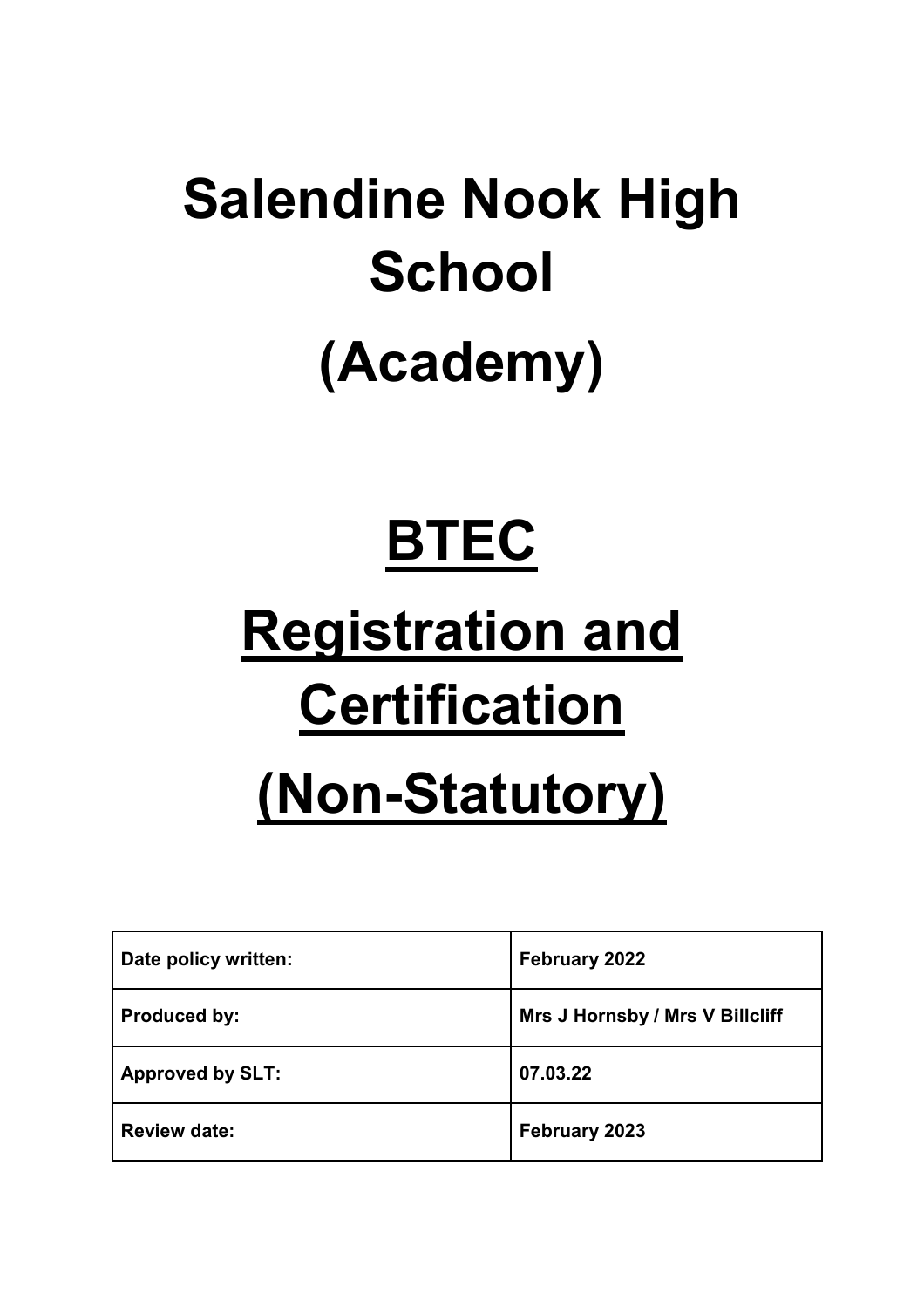# Salendine Nook High School

# (Academy)

# <u>BTEC</u>

# <u>Registration and Certification</u>

# <u>(Non-Statutory)</u>

| **Date policy written:** | **February 2022** |
|---|---|
| **Produced by:** | **Mrs J Hornsby / Mrs V Billcliff** |
| **Approved by SLT:** | **07.03.22** |
| **Review date:** | **February 2023** |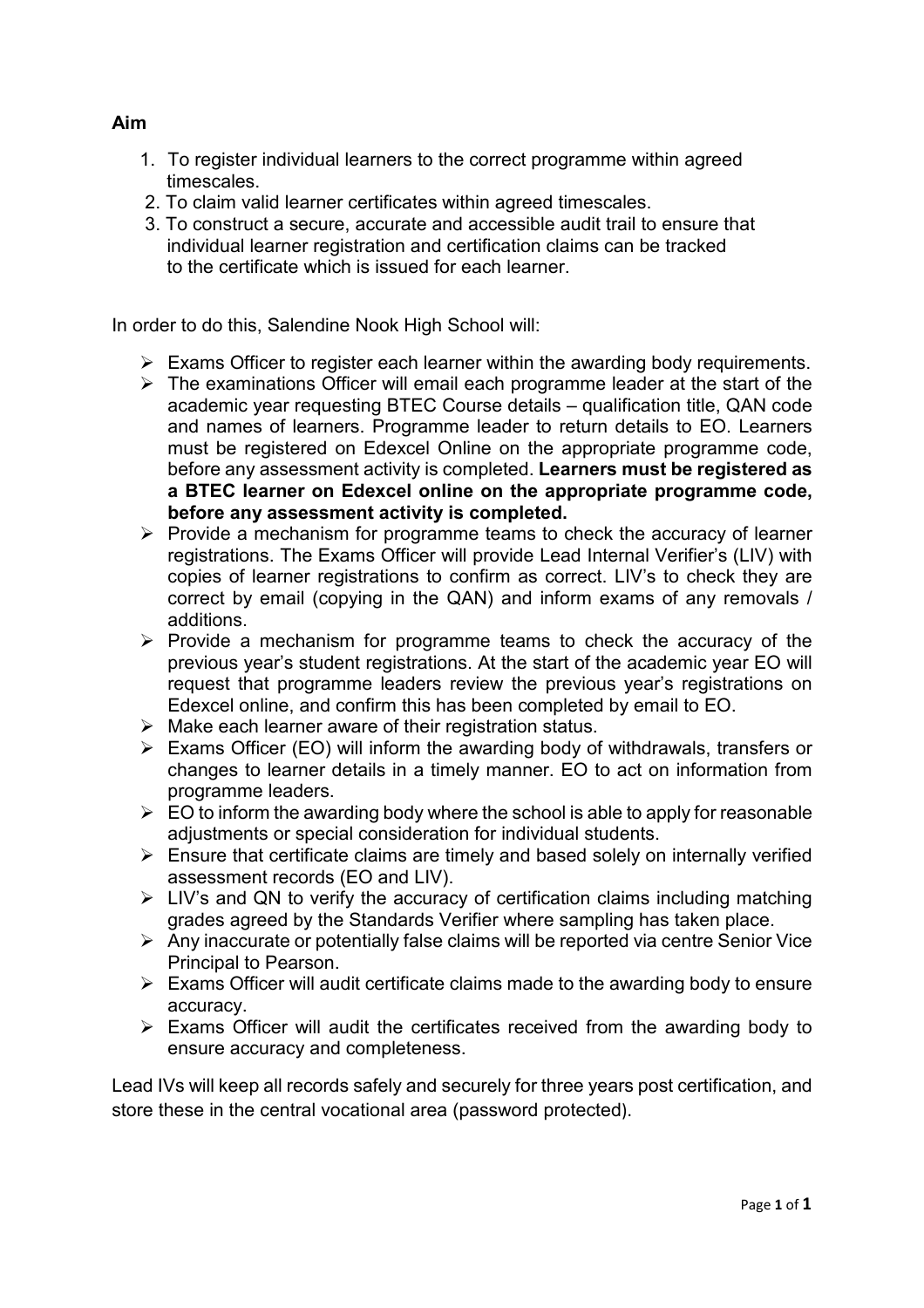**Aim**

1. To register individual learners to the correct programme within agreed timescales.
2. To claim valid learner certificates within agreed timescales.
3. To construct a secure, accurate and accessible audit trail to ensure that individual learner registration and certification claims can be tracked to the certificate which is issued for each learner.

In order to do this, Salendine Nook High School will:

- Exams Officer to register each learner within the awarding body requirements.
- The examinations Officer will email each programme leader at the start of the academic year requesting BTEC Course details – qualification title, QAN code and names of learners. Programme leader to return details to EO. Learners must be registered on Edexcel Online on the appropriate programme code, before any assessment activity is completed. **Learners must be registered as a BTEC learner on Edexcel online on the appropriate programme code, before any assessment activity is completed.**
- Provide a mechanism for programme teams to check the accuracy of learner registrations. The Exams Officer will provide Lead Internal Verifier's (LIV) with copies of learner registrations to confirm as correct. LIV's to check they are correct by email (copying in the QAN) and inform exams of any removals / additions.
- Provide a mechanism for programme teams to check the accuracy of the previous year's student registrations. At the start of the academic year EO will request that programme leaders review the previous year's registrations on Edexcel online, and confirm this has been completed by email to EO.
- Make each learner aware of their registration status.
- Exams Officer (EO) will inform the awarding body of withdrawals, transfers or changes to learner details in a timely manner. EO to act on information from programme leaders.
- EO to inform the awarding body where the school is able to apply for reasonable adjustments or special consideration for individual students.
- Ensure that certificate claims are timely and based solely on internally verified assessment records (EO and LIV).
- LIV's and QN to verify the accuracy of certification claims including matching grades agreed by the Standards Verifier where sampling has taken place.
- Any inaccurate or potentially false claims will be reported via centre Senior Vice Principal to Pearson.
- Exams Officer will audit certificate claims made to the awarding body to ensure accuracy.
- Exams Officer will audit the certificates received from the awarding body to ensure accuracy and completeness.

Lead IVs will keep all records safely and securely for three years post certification, and store these in the central vocational area (password protected).